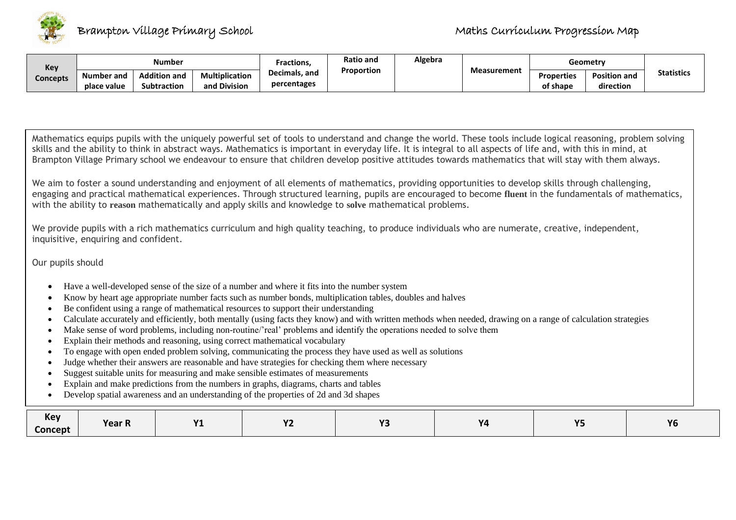# Brampton Village Primary School

## Maths Curriculum Progression Map

| Key Concepts | Number | | | Fractions, Decimals, and percentages | Ratio and Proportion | Algebra | Measurement | Geometry | | Statistics |
|---|---|---|---|---|---|---|---|---|---|---|
| | Number and place value | Addition and Subtraction | Multiplication and Division | | | | | Properties of shape | Position and direction | |

Mathematics equips pupils with the uniquely powerful set of tools to understand and change the world. These tools include logical reasoning, problem solving skills and the ability to think in abstract ways. Mathematics is important in everyday life. It is integral to all aspects of life and, with this in mind, at Brampton Village Primary school we endeavour to ensure that children develop positive attitudes towards mathematics that will stay with them always.

We aim to foster a sound understanding and enjoyment of all elements of mathematics, providing opportunities to develop skills through challenging, engaging and practical mathematical experiences. Through structured learning, pupils are encouraged to become **fluent** in the fundamentals of mathematics, with the ability to **reason** mathematically and apply skills and knowledge to **solve** mathematical problems.

We provide pupils with a rich mathematics curriculum and high quality teaching, to produce individuals who are numerate, creative, independent, inquisitive, enquiring and confident.

Our pupils should

- Have a well-developed sense of the size of a number and where it fits into the number system
- Know by heart age appropriate number facts such as number bonds, multiplication tables, doubles and halves
- Be confident using a range of mathematical resources to support their understanding
- Calculate accurately and efficiently, both mentally (using facts they know) and with written methods when needed, drawing on a range of calculation strategies
- Make sense of word problems, including non-routine/'real' problems and identify the operations needed to solve them
- Explain their methods and reasoning, using correct mathematical vocabulary
- To engage with open ended problem solving, communicating the process they have used as well as solutions
- Judge whether their answers are reasonable and have strategies for checking them where necessary
- Suggest suitable units for measuring and make sensible estimates of measurements
- Explain and make predictions from the numbers in graphs, diagrams, charts and tables
- Develop spatial awareness and an understanding of the properties of 2d and 3d shapes

| Key Concept | Year R | Y1 | Y2 | Y3 | Y4 | Y5 | Y6 |
|---|---|---|---|---|---|---|---|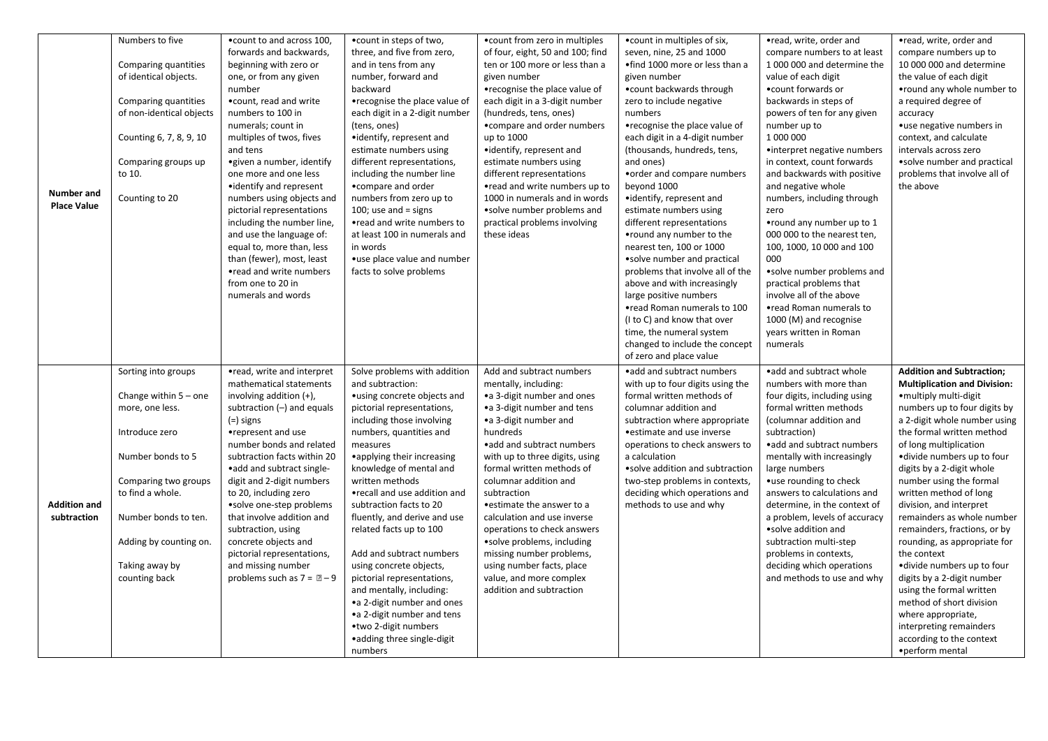| | | | | | | | |
|---|---|---|---|---|---|---|---|
| **Number and Place Value** | Numbers to five<br><br>Comparing quantities of identical objects.<br><br>Comparing quantities of non-identical objects<br><br>Counting 6, 7, 8, 9, 10<br><br>Comparing groups up to 10.<br><br>Counting to 20 | •count to and across 100, forwards and backwards, beginning with zero or one, or from any given number<br>•count, read and write numbers to 100 in numerals; count in multiples of twos, fives and tens<br>•given a number, identify one more and one less<br>•identify and represent numbers using objects and pictorial representations including the number line, and use the language of: equal to, more than, less than (fewer), most, least<br>•read and write numbers from one to 20 in numerals and words | •count in steps of two, three, and five from zero, and in tens from any number, forward and backward<br>•recognise the place value of each digit in a 2-digit number (tens, ones)<br>•identify, represent and estimate numbers using different representations, including the number line<br>•compare and order numbers from zero up to 100; use and = signs<br>•read and write numbers to at least 100 in numerals and in words<br>•use place value and number facts to solve problems | •count from zero in multiples of four, eight, 50 and 100; find ten or 100 more or less than a given number<br>•recognise the place value of each digit in a 3-digit number (hundreds, tens, ones)<br>•compare and order numbers up to 1000<br>•identify, represent and estimate numbers using different representations<br>•read and write numbers up to 1000 in numerals and in words<br>•solve number problems and practical problems involving these ideas | •count in multiples of six, seven, nine, 25 and 1000<br>•find 1000 more or less than a given number<br>•count backwards through zero to include negative numbers<br>•recognise the place value of each digit in a 4-digit number (thousands, hundreds, tens, and ones)<br>•order and compare numbers beyond 1000<br>•identify, represent and estimate numbers using different representations<br>•round any number to the nearest ten, 100 or 1000<br>•solve number and practical problems that involve all of the above and with increasingly large positive numbers<br>•read Roman numerals to 100 (I to C) and know that over time, the numeral system changed to include the concept of zero and place value | •read, write, order and compare numbers to at least 1 000 000 and determine the value of each digit<br>•count forwards or backwards in steps of powers of ten for any given number up to 1 000 000<br>•interpret negative numbers in context, count forwards and backwards with positive and negative whole numbers, including through zero<br>•round any number up to 1 000 000 to the nearest ten, 100, 1000, 10 000 and 100 000<br>•solve number problems and practical problems that involve all of the above<br>•read Roman numerals to 1000 (M) and recognise years written in Roman numerals | •read, write, order and compare numbers up to 10 000 000 and determine the value of each digit<br>•round any whole number to a required degree of accuracy<br>•use negative numbers in context, and calculate intervals across zero<br>•solve number and practical problems that involve all of the above |
| **Addition and subtraction** | Sorting into groups<br><br>Change within 5 – one more, one less.<br><br>Introduce zero<br><br>Number bonds to 5<br><br>Comparing two groups to find a whole.<br><br>Number bonds to ten.<br><br>Adding by counting on.<br><br>Taking away by counting back | •read, write and interpret mathematical statements involving addition (+), subtraction (–) and equals (=) signs<br>•represent and use number bonds and related subtraction facts within 20<br>•add and subtract single-digit and 2-digit numbers to 20, including zero<br>•solve one-step problems that involve addition and subtraction, using concrete objects and pictorial representations, and missing number problems such as 7 = ▯ – 9 | Solve problems with addition and subtraction:<br>•using concrete objects and pictorial representations, including those involving numbers, quantities and measures<br>•applying their increasing knowledge of mental and written methods<br>•recall and use addition and subtraction facts to 20 fluently, and derive and use related facts up to 100<br><br>Add and subtract numbers using concrete objects, pictorial representations, and mentally, including:<br>•a 2-digit number and ones<br>•a 2-digit number and tens<br>•two 2-digit numbers<br>•adding three single-digit numbers | Add and subtract numbers mentally, including:<br>•a 3-digit number and ones<br>•a 3-digit number and tens<br>•a 3-digit number and hundreds<br>•add and subtract numbers with up to three digits, using formal written methods of columnar addition and subtraction<br>•estimate the answer to a calculation and use inverse operations to check answers<br>•solve problems, including missing number problems, using number facts, place value, and more complex addition and subtraction | •add and subtract numbers with up to four digits using the formal written methods of columnar addition and subtraction where appropriate<br>•estimate and use inverse operations to check answers to a calculation<br>•solve addition and subtraction two-step problems in contexts, deciding which operations and methods to use and why | •add and subtract whole numbers with more than four digits, including using formal written methods (columnar addition and subtraction)<br>•add and subtract numbers mentally with increasingly large numbers<br>•use rounding to check answers to calculations and determine, in the context of a problem, levels of accuracy<br>•solve addition and subtraction multi-step problems in contexts, deciding which operations and methods to use and why | **Addition and Subtraction; Multiplication and Division:**<br>•multiply multi-digit numbers up to four digits by a 2-digit whole number using the formal written method of long multiplication<br>•divide numbers up to four digits by a 2-digit whole number using the formal written method of long division, and interpret remainders as whole number remainders, fractions, or by rounding, as appropriate for the context<br>•divide numbers up to four digits by a 2-digit number using the formal written method of short division where appropriate, interpreting remainders according to the context<br>•perform mental |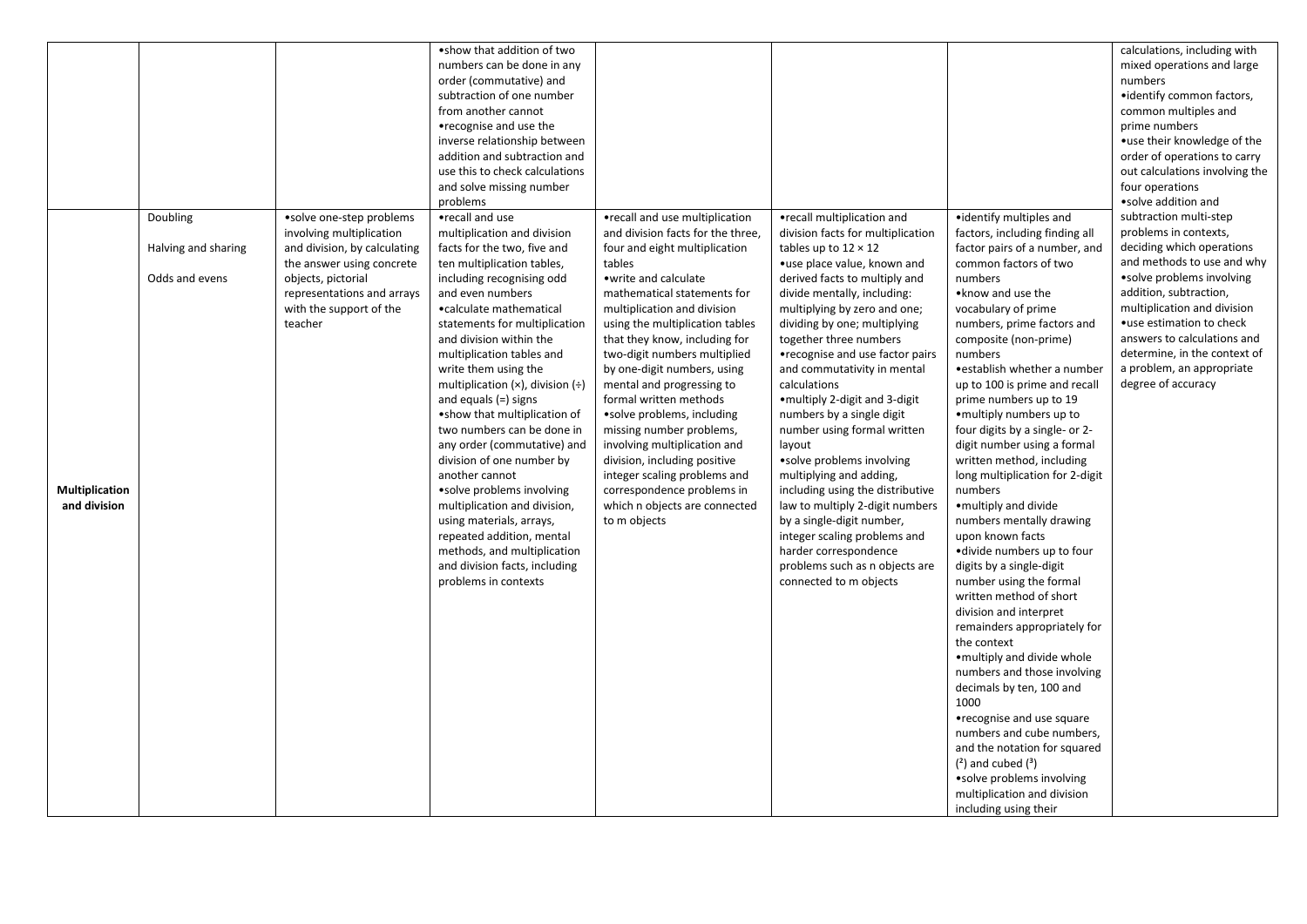| | | | | | | | |
|---|---|---|---|---|---|---|---|
| | | | •show that addition of two numbers can be done in any order (commutative) and subtraction of one number from another cannot •recognise and use the inverse relationship between addition and subtraction and use this to check calculations and solve missing number problems | | | | calculations, including with mixed operations and large numbers •identify common factors, common multiples and prime numbers •use their knowledge of the order of operations to carry out calculations involving the four operations •solve addition and subtraction multi-step problems in contexts, deciding which operations and methods to use and why •solve problems involving addition, subtraction, multiplication and division •use estimation to check answers to calculations and determine, in the context of a problem, an appropriate degree of accuracy |
| **Multiplication and division** | Doubling<br><br>Halving and sharing<br><br>Odds and evens | •solve one-step problems involving multiplication and division, by calculating the answer using concrete objects, pictorial representations and arrays with the support of the teacher | •recall and use multiplication and division facts for the two, five and ten multiplication tables, including recognising odd and even numbers •calculate mathematical statements for multiplication and division within the multiplication tables and write them using the multiplication (×), division (÷) and equals (=) signs •show that multiplication of two numbers can be done in any order (commutative) and division of one number by another cannot •solve problems involving multiplication and division, using materials, arrays, repeated addition, mental methods, and multiplication and division facts, including problems in contexts | •recall and use multiplication and division facts for the three, four and eight multiplication tables •write and calculate mathematical statements for multiplication and division using the multiplication tables that they know, including for two-digit numbers multiplied by one-digit numbers, using mental and progressing to formal written methods •solve problems, including missing number problems, involving multiplication and division, including positive integer scaling problems and correspondence problems in which n objects are connected to m objects | •recall multiplication and division facts for multiplication tables up to 12 × 12 •use place value, known and derived facts to multiply and divide mentally, including: multiplying by zero and one; dividing by one; multiplying together three numbers •recognise and use factor pairs and commutativity in mental calculations •multiply 2-digit and 3-digit numbers by a single digit number using formal written layout •solve problems involving multiplying and adding, including using the distributive law to multiply 2-digit numbers by a single-digit number, integer scaling problems and harder correspondence problems such as n objects are connected to m objects | •identify multiples and factors, including finding all factor pairs of a number, and common factors of two numbers •know and use the vocabulary of prime numbers, prime factors and composite (non-prime) numbers •establish whether a number up to 100 is prime and recall prime numbers up to 19 •multiply numbers up to four digits by a single- or 2-digit number using a formal written method, including long multiplication for 2-digit numbers •multiply and divide numbers mentally drawing upon known facts •divide numbers up to four digits by a single-digit number using the formal written method of short division and interpret remainders appropriately for the context •multiply and divide whole numbers and those involving decimals by ten, 100 and 1000 •recognise and use square numbers and cube numbers, and the notation for squared ($^2$) and cubed ($^3$) •solve problems involving multiplication and division including using their | |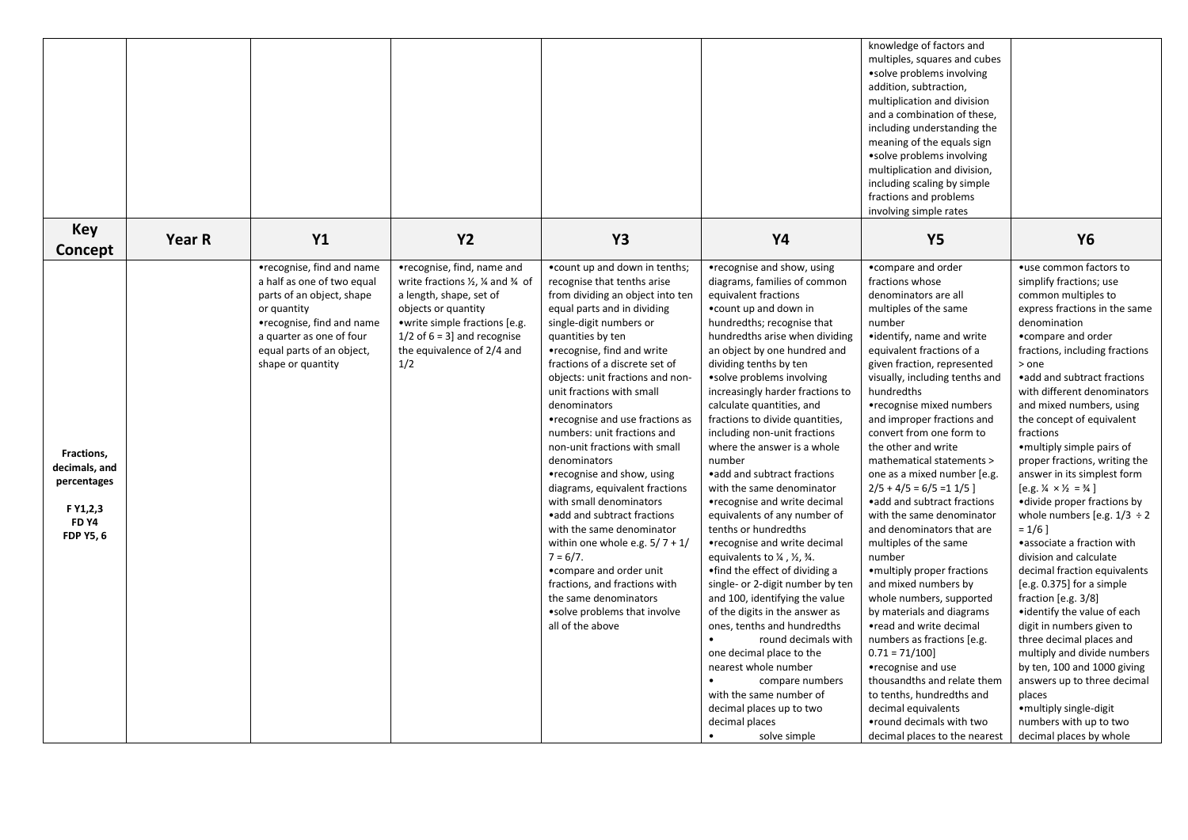| | | | | | | | |
|---|---|---|---|---|---|---|---|
| | | | | | | knowledge of factors and multiples, squares and cubes<br>•solve problems involving addition, subtraction, multiplication and division and a combination of these, including understanding the meaning of the equals sign<br>•solve problems involving multiplication and division, including scaling by simple fractions and problems involving simple rates | |
| **Key Concept** | **Year R** | **Y1** | **Y2** | **Y3** | **Y4** | **Y5** | **Y6** |
| **Fractions, decimals, and percentages**<br><br>**F Y1,2,3**<br>**FD Y4**<br>**FDP Y5, 6** | | •recognise, find and name a half as one of two equal parts of an object, shape or quantity<br>•recognise, find and name a quarter as one of four equal parts of an object, shape or quantity | •recognise, find, name and write fractions ½, ¼ and ¾ of a length, shape, set of objects or quantity<br>•write simple fractions [e.g. 1/2 of 6 = 3] and recognise the equivalence of 2/4 and 1/2 | •count up and down in tenths; recognise that tenths arise from dividing an object into ten equal parts and in dividing single-digit numbers or quantities by ten<br>•recognise, find and write fractions of a discrete set of objects: unit fractions and non-unit fractions with small denominators<br>•recognise and use fractions as numbers: unit fractions and non-unit fractions with small denominators<br>•recognise and show, using diagrams, equivalent fractions with small denominators<br>•add and subtract fractions with the same denominator within one whole e.g. 5/ 7 + 1/ 7 = 6/7.<br>•compare and order unit fractions, and fractions with the same denominators<br>•solve problems that involve all of the above | •recognise and show, using diagrams, families of common equivalent fractions<br>•count up and down in hundredths; recognise that hundredths arise when dividing an object by one hundred and dividing tenths by ten<br>•solve problems involving increasingly harder fractions to calculate quantities, and fractions to divide quantities, including non-unit fractions where the answer is a whole number<br>•add and subtract fractions with the same denominator<br>•recognise and write decimal equivalents of any number of tenths or hundredths<br>•recognise and write decimal equivalents to ¼ , ½, ¾.<br>•find the effect of dividing a single- or 2-digit number by ten and 100, identifying the value of the digits in the answer as ones, tenths and hundredths<br>• round decimals with one decimal place to the nearest whole number<br>• compare numbers with the same number of decimal places up to two decimal places<br>• solve simple | •compare and order fractions whose denominators are all multiples of the same number<br>•identify, name and write equivalent fractions of a given fraction, represented visually, including tenths and hundredths<br>•recognise mixed numbers and improper fractions and convert from one form to the other and write mathematical statements > one as a mixed number [e.g. 2/5 + 4/5 = 6/5 =1 1/5 ]<br>•add and subtract fractions with the same denominator and denominators that are multiples of the same number<br>•multiply proper fractions and mixed numbers by whole numbers, supported by materials and diagrams<br>•read and write decimal numbers as fractions [e.g. 0.71 = 71/100]<br>•recognise and use thousandths and relate them to tenths, hundredths and decimal equivalents<br>•round decimals with two decimal places to the nearest | •use common factors to simplify fractions; use common multiples to express fractions in the same denomination<br>•compare and order fractions, including fractions > one<br>•add and subtract fractions with different denominators and mixed numbers, using the concept of equivalent fractions<br>•multiply simple pairs of proper fractions, writing the answer in its simplest form [e.g. ¼ × ½ = ⅛ ]<br>•divide proper fractions by whole numbers [e.g. 1/3 ÷ 2 = 1/6 ]<br>•associate a fraction with division and calculate decimal fraction equivalents [e.g. 0.375] for a simple fraction [e.g. 3/8]<br>•identify the value of each digit in numbers given to three decimal places and multiply and divide numbers by ten, 100 and 1000 giving answers up to three decimal places<br>•multiply single-digit numbers with up to two decimal places by whole |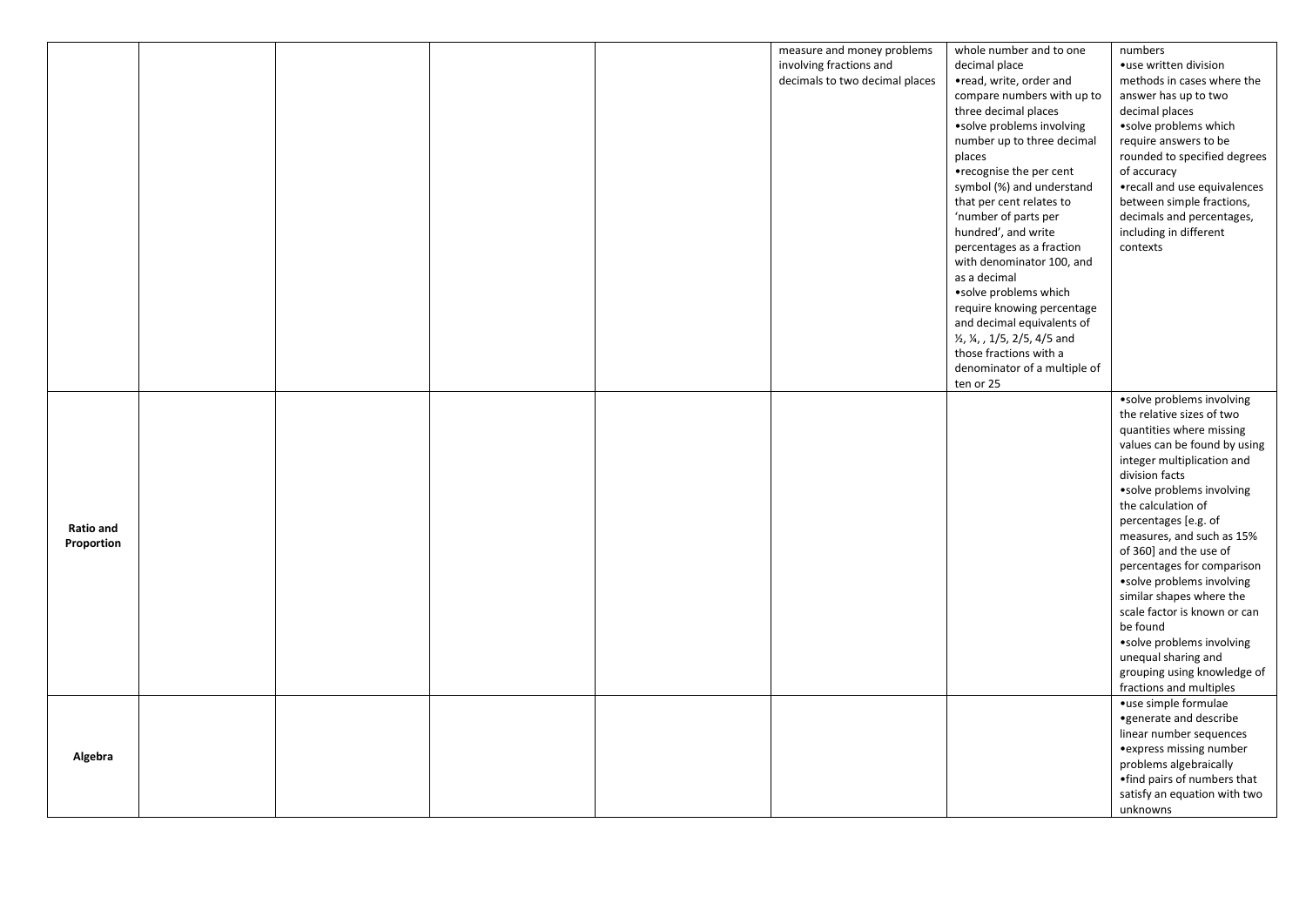| | | | | | | | |
|---|---|---|---|---|---|---|---|
| | | | | | measure and money problems involving fractions and decimals to two decimal places | whole number and to one decimal place<br>•read, write, order and compare numbers with up to three decimal places<br>•solve problems involving number up to three decimal places<br>•recognise the per cent symbol (%) and understand that per cent relates to 'number of parts per hundred', and write percentages as a fraction with denominator 100, and as a decimal<br>•solve problems which require knowing percentage and decimal equivalents of ½, ¼, , 1/5, 2/5, 4/5 and those fractions with a denominator of a multiple of ten or 25 | numbers<br>•use written division methods in cases where the answer has up to two decimal places<br>•solve problems which require answers to be rounded to specified degrees of accuracy<br>•recall and use equivalences between simple fractions, decimals and percentages, including in different contexts |
| **Ratio and Proportion** | | | | | | | •solve problems involving the relative sizes of two quantities where missing values can be found by using integer multiplication and division facts<br>•solve problems involving the calculation of percentages [e.g. of measures, and such as 15% of 360] and the use of percentages for comparison<br>•solve problems involving similar shapes where the scale factor is known or can be found<br>•solve problems involving unequal sharing and grouping using knowledge of fractions and multiples |
| **Algebra** | | | | | | | •use simple formulae<br>•generate and describe linear number sequences<br>•express missing number problems algebraically<br>•find pairs of numbers that satisfy an equation with two unknowns |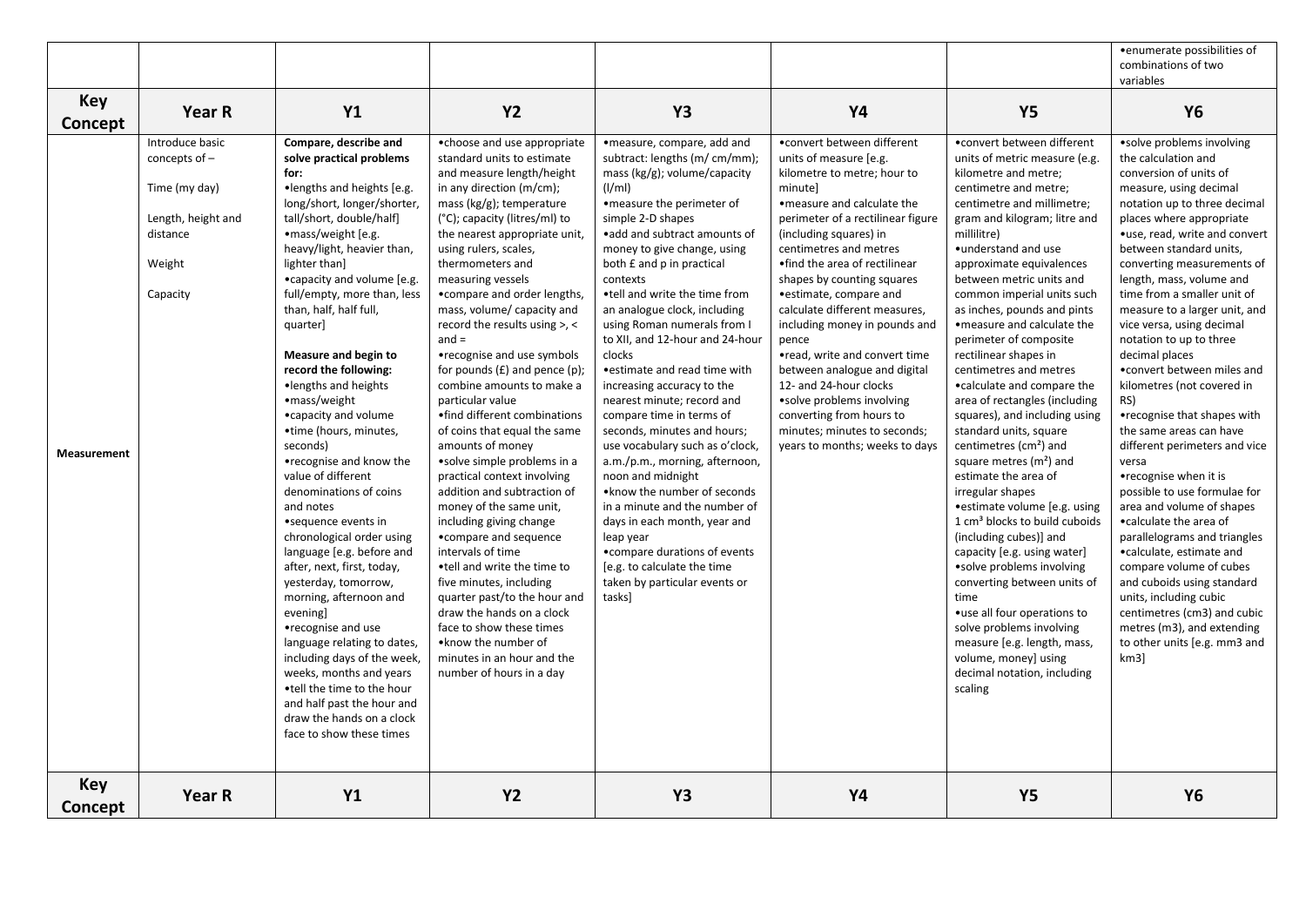| | | | | | | | •enumerate possibilities of combinations of two variables |
|---|---|---|---|---|---|---|---|
| **Key Concept** | **Year R** | **Y1** | **Y2** | **Y3** | **Y4** | **Y5** | **Y6** |
| **Measurement** | Introduce basic concepts of –<br><br>Time (my day)<br><br>Length, height and distance<br><br>Weight<br><br>Capacity | **Compare, describe and solve practical problems for:**<br>•lengths and heights [e.g. long/short, longer/shorter, tall/short, double/half]<br>•mass/weight [e.g. heavy/light, heavier than, lighter than]<br>•capacity and volume [e.g. full/empty, more than, less than, half, half full, quarter]<br><br>**Measure and begin to record the following:**<br>•lengths and heights<br>•mass/weight<br>•capacity and volume<br>•time (hours, minutes, seconds)<br>•recognise and know the value of different denominations of coins and notes<br>•sequence events in chronological order using language [e.g. before and after, next, first, today, yesterday, tomorrow, morning, afternoon and evening]<br>•recognise and use language relating to dates, including days of the week, weeks, months and years<br>•tell the time to the hour and half past the hour and draw the hands on a clock face to show these times | •choose and use appropriate standard units to estimate and measure length/height in any direction (m/cm); mass (kg/g); temperature (°C); capacity (litres/ml) to the nearest appropriate unit, using rulers, scales, thermometers and measuring vessels<br>•compare and order lengths, mass, volume/ capacity and record the results using >, < and =<br>•recognise and use symbols for pounds (£) and pence (p); combine amounts to make a particular value<br>•find different combinations of coins that equal the same amounts of money<br>•solve simple problems in a practical context involving addition and subtraction of money of the same unit, including giving change<br>•compare and sequence intervals of time<br>•tell and write the time to five minutes, including quarter past/to the hour and draw the hands on a clock face to show these times<br>•know the number of minutes in an hour and the number of hours in a day | •measure, compare, add and subtract: lengths (m/ cm/mm); mass (kg/g); volume/capacity (l/ml)<br>•measure the perimeter of simple 2-D shapes<br>•add and subtract amounts of money to give change, using both £ and p in practical contexts<br>•tell and write the time from an analogue clock, including using Roman numerals from I to XII, and 12-hour and 24-hour clocks<br>•estimate and read time with increasing accuracy to the nearest minute; record and compare time in terms of seconds, minutes and hours; use vocabulary such as o'clock, a.m./p.m., morning, afternoon, noon and midnight<br>•know the number of seconds in a minute and the number of days in each month, year and leap year<br>•compare durations of events [e.g. to calculate the time taken by particular events or tasks] | •convert between different units of measure [e.g. kilometre to metre; hour to minute]<br>•measure and calculate the perimeter of a rectilinear figure (including squares) in centimetres and metres<br>•find the area of rectilinear shapes by counting squares<br>•estimate, compare and calculate different measures, including money in pounds and pence<br>•read, write and convert time between analogue and digital 12- and 24-hour clocks<br>•solve problems involving converting from hours to minutes; minutes to seconds; years to months; weeks to days | •convert between different units of metric measure (e.g. kilometre and metre; centimetre and metre; centimetre and millimetre; gram and kilogram; litre and millilitre)<br>•understand and use approximate equivalences between metric units and common imperial units such as inches, pounds and pints<br>•measure and calculate the perimeter of composite rectilinear shapes in centimetres and metres<br>•calculate and compare the area of rectangles (including squares), and including using standard units, square centimetres ($cm^2$) and square metres ($m^2$) and estimate the area of irregular shapes<br>•estimate volume [e.g. using 1 $cm^3$ blocks to build cuboids (including cubes)] and capacity [e.g. using water]<br>•solve problems involving converting between units of time<br>•use all four operations to solve problems involving measure [e.g. length, mass, volume, money] using decimal notation, including scaling | •solve problems involving the calculation and conversion of units of measure, using decimal notation up to three decimal places where appropriate<br>•use, read, write and convert between standard units, converting measurements of length, mass, volume and time from a smaller unit of measure to a larger unit, and vice versa, using decimal notation to up to three decimal places<br>•convert between miles and kilometres (not covered in RS)<br>•recognise that shapes with the same areas can have different perimeters and vice versa<br>•recognise when it is possible to use formulae for area and volume of shapes<br>•calculate the area of parallelograms and triangles<br>•calculate, estimate and compare volume of cubes and cuboids using standard units, including cubic centimetres (cm3) and cubic metres (m3), and extending to other units [e.g. mm3 and km3] |
| **Key Concept** | **Year R** | **Y1** | **Y2** | **Y3** | **Y4** | **Y5** | **Y6** |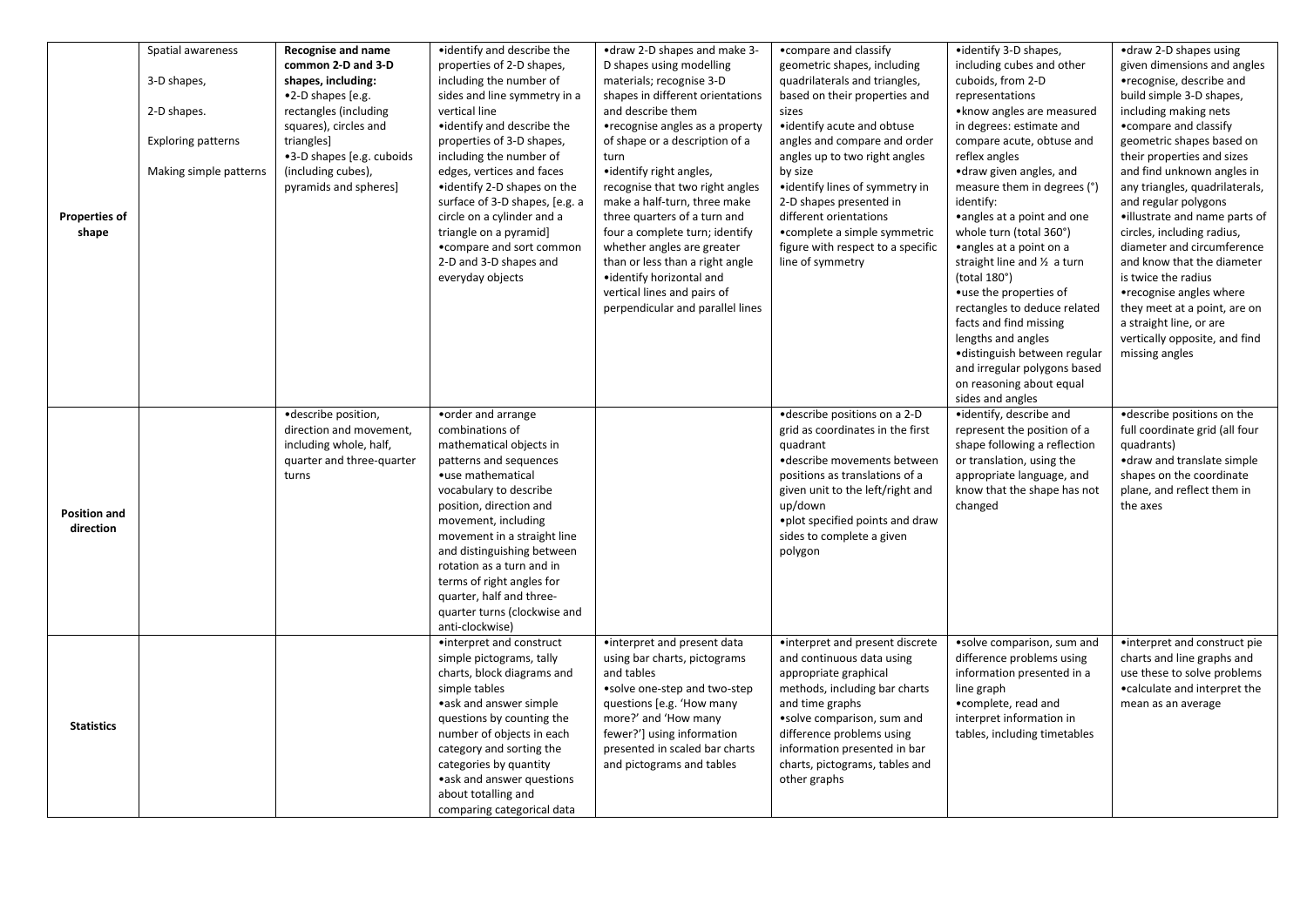| | | | | | | | |
|---|---|---|---|---|---|---|---|
| **Properties of shape** | Spatial awareness<br><br>3-D shapes,<br><br>2-D shapes.<br><br>Exploring patterns<br><br>Making simple patterns | **Recognise and name common 2-D and 3-D shapes, including:**<br>•2-D shapes [e.g. rectangles (including squares), circles and triangles]<br>•3-D shapes [e.g. cuboids (including cubes), pyramids and spheres] | •identify and describe the properties of 2-D shapes, including the number of sides and line symmetry in a vertical line<br>•identify and describe the properties of 3-D shapes, including the number of edges, vertices and faces<br>•identify 2-D shapes on the surface of 3-D shapes, [e.g. a circle on a cylinder and a triangle on a pyramid]<br>•compare and sort common 2-D and 3-D shapes and everyday objects | •draw 2-D shapes and make 3-D shapes using modelling materials; recognise 3-D shapes in different orientations and describe them<br>•recognise angles as a property of shape or a description of a turn<br>•identify right angles, recognise that two right angles make a half-turn, three make three quarters of a turn and four a complete turn; identify whether angles are greater than or less than a right angle<br>•identify horizontal and vertical lines and pairs of perpendicular and parallel lines | •compare and classify geometric shapes, including quadrilaterals and triangles, based on their properties and sizes<br>•identify acute and obtuse angles and compare and order angles up to two right angles by size<br>•identify lines of symmetry in 2-D shapes presented in different orientations<br>•complete a simple symmetric figure with respect to a specific line of symmetry | •identify 3-D shapes, including cubes and other cuboids, from 2-D representations<br>•know angles are measured in degrees: estimate and compare acute, obtuse and reflex angles<br>•draw given angles, and measure them in degrees (°) identify:<br>•angles at a point and one whole turn (total 360°)<br>•angles at a point on a straight line and ½ a turn (total 180°)<br>•use the properties of rectangles to deduce related facts and find missing lengths and angles<br>•distinguish between regular and irregular polygons based on reasoning about equal sides and angles | •draw 2-D shapes using given dimensions and angles<br>•recognise, describe and build simple 3-D shapes, including making nets<br>•compare and classify geometric shapes based on their properties and sizes and find unknown angles in any triangles, quadrilaterals, and regular polygons<br>•illustrate and name parts of circles, including radius, diameter and circumference and know that the diameter is twice the radius<br>•recognise angles where they meet at a point, are on a straight line, or are vertically opposite, and find missing angles |
| **Position and direction** | | •describe position, direction and movement, including whole, half, quarter and three-quarter turns | •order and arrange combinations of mathematical objects in patterns and sequences<br>•use mathematical vocabulary to describe position, direction and movement, including movement in a straight line and distinguishing between rotation as a turn and in terms of right angles for quarter, half and three-quarter turns (clockwise and anti-clockwise) | | •describe positions on a 2-D grid as coordinates in the first quadrant<br>•describe movements between positions as translations of a given unit to the left/right and up/down<br>•plot specified points and draw sides to complete a given polygon | •identify, describe and represent the position of a shape following a reflection or translation, using the appropriate language, and know that the shape has not changed | •describe positions on the full coordinate grid (all four quadrants)<br>•draw and translate simple shapes on the coordinate plane, and reflect them in the axes |
| **Statistics** | | | •interpret and construct simple pictograms, tally charts, block diagrams and simple tables<br>•ask and answer simple questions by counting the number of objects in each category and sorting the categories by quantity<br>•ask and answer questions about totalling and comparing categorical data | •interpret and present data using bar charts, pictograms and tables<br>•solve one-step and two-step questions [e.g. 'How many more?' and 'How many fewer?'] using information presented in scaled bar charts and pictograms and tables | •interpret and present discrete and continuous data using appropriate graphical methods, including bar charts and time graphs<br>•solve comparison, sum and difference problems using information presented in bar charts, pictograms, tables and other graphs | •solve comparison, sum and difference problems using information presented in a line graph<br>•complete, read and interpret information in tables, including timetables | •interpret and construct pie charts and line graphs and use these to solve problems<br>•calculate and interpret the mean as an average |